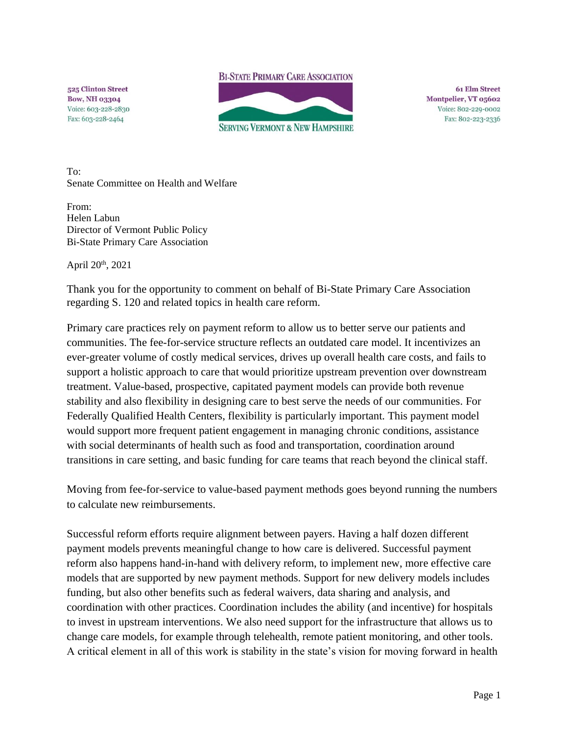525 Clinton Street
Bow, NH 03304
Voice: 603-228-2830
Fax: 603-228-2464

**BI-STATE PRIMARY CARE ASSOCIATION**
**SERVING VERMONT & NEW HAMPSHIRE**

61 Elm Street
Montpelier, VT 05602
Voice: 802-229-0002
Fax: 802-223-2336

To:
Senate Committee on Health and Welfare

From:
Helen Labun
Director of Vermont Public Policy
Bi-State Primary Care Association

April 20th, 2021

Thank you for the opportunity to comment on behalf of Bi-State Primary Care Association regarding S. 120 and related topics in health care reform.

Primary care practices rely on payment reform to allow us to better serve our patients and communities. The fee-for-service structure reflects an outdated care model. It incentivizes an ever-greater volume of costly medical services, drives up overall health care costs, and fails to support a holistic approach to care that would prioritize upstream prevention over downstream treatment. Value-based, prospective, capitated payment models can provide both revenue stability and also flexibility in designing care to best serve the needs of our communities. For Federally Qualified Health Centers, flexibility is particularly important. This payment model would support more frequent patient engagement in managing chronic conditions, assistance with social determinants of health such as food and transportation, coordination around transitions in care setting, and basic funding for care teams that reach beyond the clinical staff.

Moving from fee-for-service to value-based payment methods goes beyond running the numbers to calculate new reimbursements.

Successful reform efforts require alignment between payers. Having a half dozen different payment models prevents meaningful change to how care is delivered. Successful payment reform also happens hand-in-hand with delivery reform, to implement new, more effective care models that are supported by new payment methods. Support for new delivery models includes funding, but also other benefits such as federal waivers, data sharing and analysis, and coordination with other practices. Coordination includes the ability (and incentive) for hospitals to invest in upstream interventions. We also need support for the infrastructure that allows us to change care models, for example through telehealth, remote patient monitoring, and other tools. A critical element in all of this work is stability in the state's vision for moving forward in health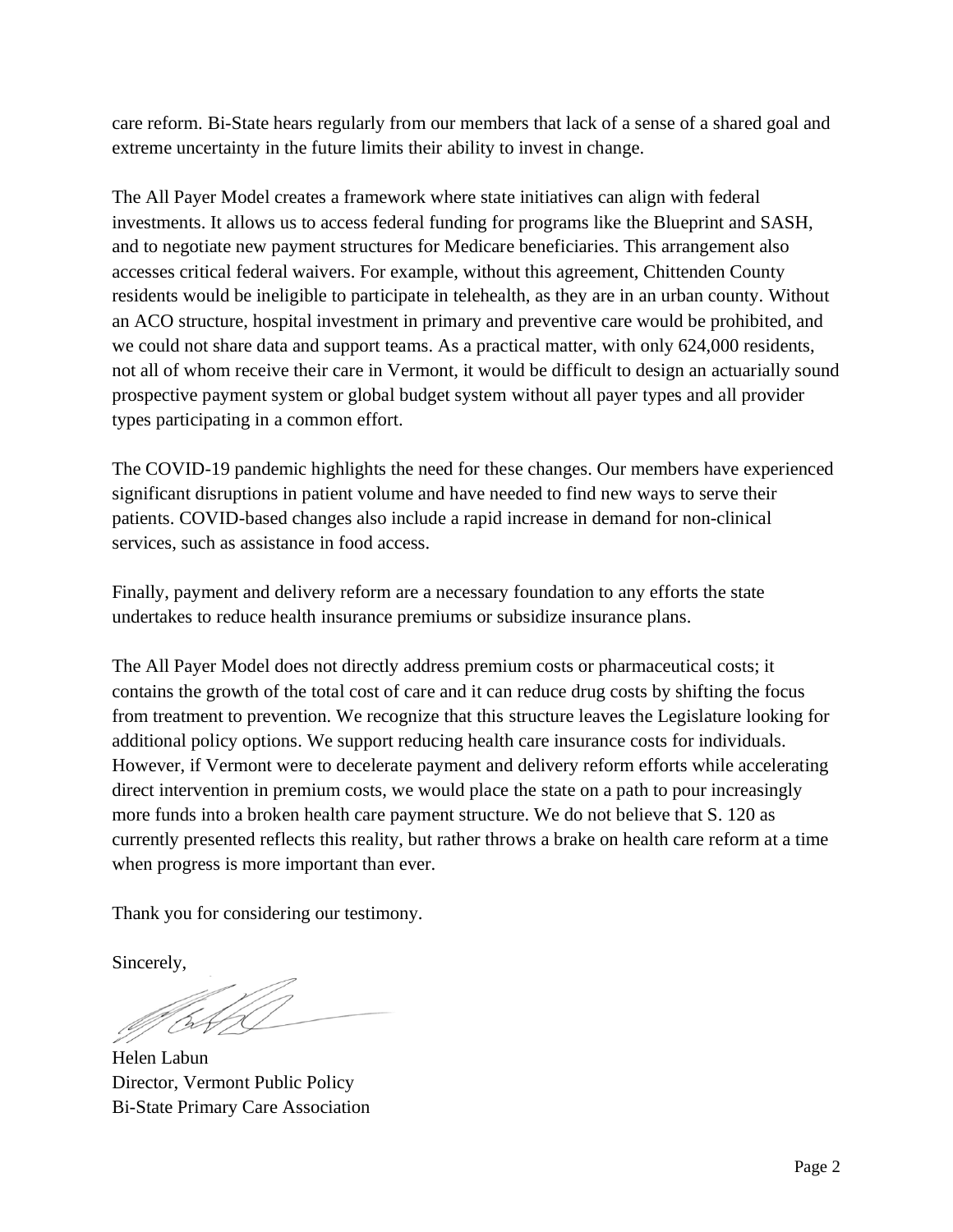care reform. Bi-State hears regularly from our members that lack of a sense of a shared goal and extreme uncertainty in the future limits their ability to invest in change.

The All Payer Model creates a framework where state initiatives can align with federal investments. It allows us to access federal funding for programs like the Blueprint and SASH, and to negotiate new payment structures for Medicare beneficiaries. This arrangement also accesses critical federal waivers. For example, without this agreement, Chittenden County residents would be ineligible to participate in telehealth, as they are in an urban county. Without an ACO structure, hospital investment in primary and preventive care would be prohibited, and we could not share data and support teams. As a practical matter, with only 624,000 residents, not all of whom receive their care in Vermont, it would be difficult to design an actuarially sound prospective payment system or global budget system without all payer types and all provider types participating in a common effort.

The COVID-19 pandemic highlights the need for these changes. Our members have experienced significant disruptions in patient volume and have needed to find new ways to serve their patients. COVID-based changes also include a rapid increase in demand for non-clinical services, such as assistance in food access.

Finally, payment and delivery reform are a necessary foundation to any efforts the state undertakes to reduce health insurance premiums or subsidize insurance plans.

The All Payer Model does not directly address premium costs or pharmaceutical costs; it contains the growth of the total cost of care and it can reduce drug costs by shifting the focus from treatment to prevention. We recognize that this structure leaves the Legislature looking for additional policy options. We support reducing health care insurance costs for individuals. However, if Vermont were to decelerate payment and delivery reform efforts while accelerating direct intervention in premium costs, we would place the state on a path to pour increasingly more funds into a broken health care payment structure. We do not believe that S. 120 as currently presented reflects this reality, but rather throws a brake on health care reform at a time when progress is more important than ever.

Thank you for considering our testimony.

Sincerely,

Helen Labun
Director, Vermont Public Policy
Bi-State Primary Care Association